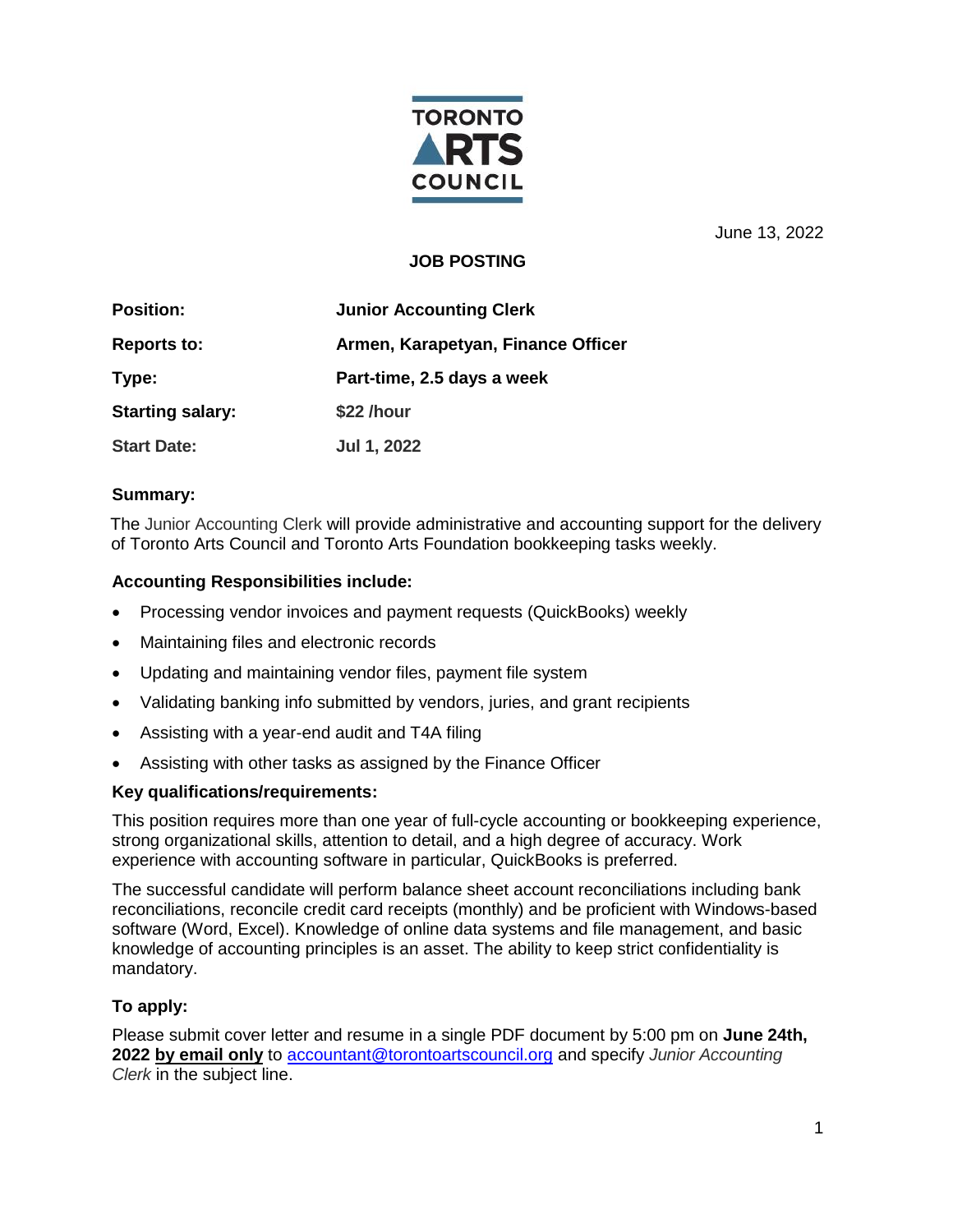TORONTO ARTS COUNCIL

June 13, 2022

**JOB POSTING**

| | |
|---|---|
| **Position:** | **Junior Accounting Clerk** |
| **Reports to:** | **Armen, Karapetyan, Finance Officer** |
| **Type:** | **Part-time, 2.5 days a week** |
| **Starting salary:** | **$22 /hour** |
| **Start Date:** | **Jul 1, 2022** |

**Summary:**

The Junior Accounting Clerk will provide administrative and accounting support for the delivery of Toronto Arts Council and Toronto Arts Foundation bookkeeping tasks weekly.

**Accounting Responsibilities include:**

- Processing vendor invoices and payment requests (QuickBooks) weekly
- Maintaining files and electronic records
- Updating and maintaining vendor files, payment file system
- Validating banking info submitted by vendors, juries, and grant recipients
- Assisting with a year-end audit and T4A filing
- Assisting with other tasks as assigned by the Finance Officer

**Key qualifications/requirements:**

This position requires more than one year of full-cycle accounting or bookkeeping experience, strong organizational skills, attention to detail, and a high degree of accuracy. Work experience with accounting software in particular, QuickBooks is preferred.

The successful candidate will perform balance sheet account reconciliations including bank reconciliations, reconcile credit card receipts (monthly) and be proficient with Windows-based software (Word, Excel). Knowledge of online data systems and file management, and basic knowledge of accounting principles is an asset. The ability to keep strict confidentiality is mandatory.

**To apply:**

Please submit cover letter and resume in a single PDF document by 5:00 pm on **June 24th, 2022 by email only** to accountant@torontoartscouncil.org and specify *Junior Accounting Clerk* in the subject line.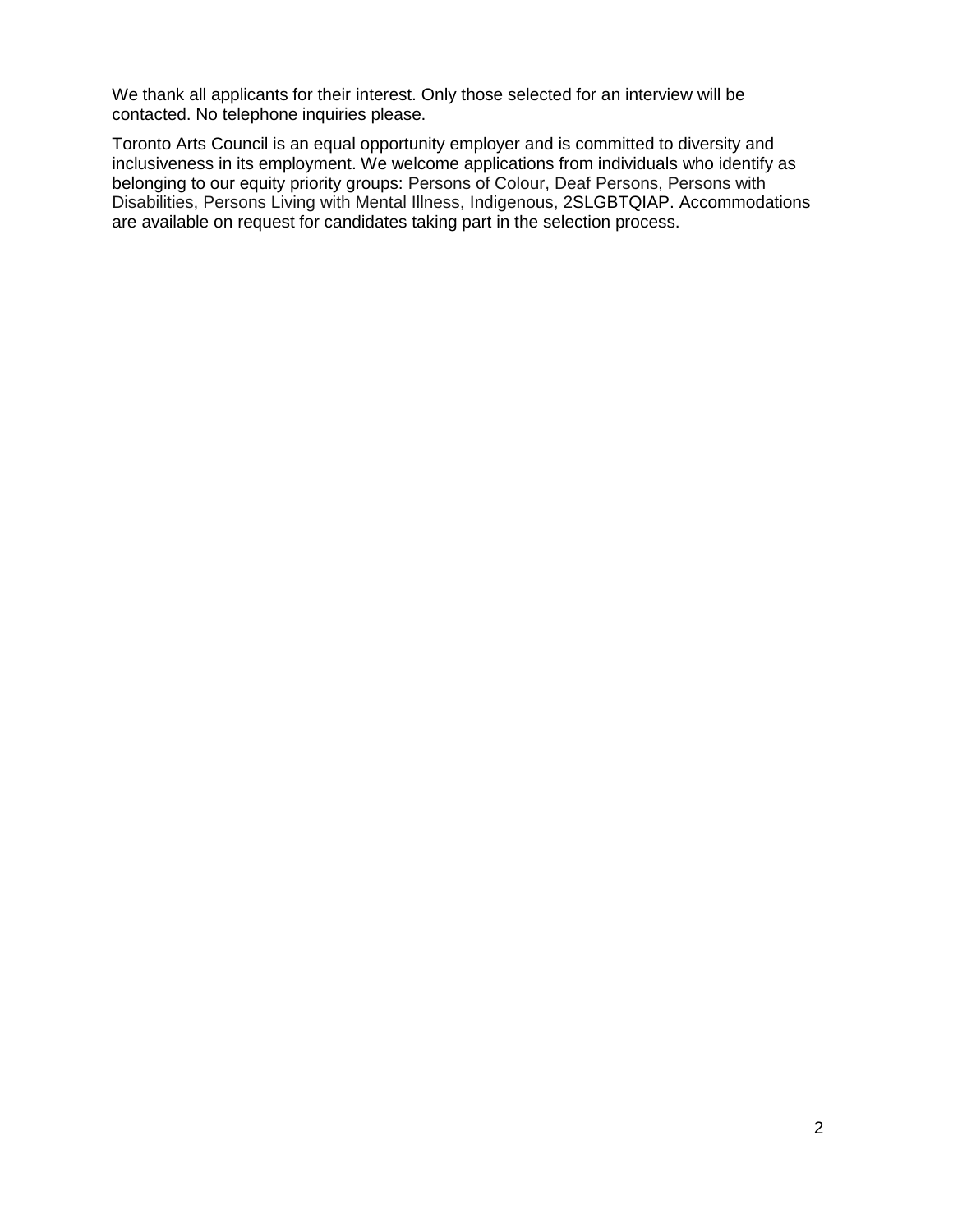We thank all applicants for their interest. Only those selected for an interview will be contacted. No telephone inquiries please.

Toronto Arts Council is an equal opportunity employer and is committed to diversity and inclusiveness in its employment. We welcome applications from individuals who identify as belonging to our equity priority groups: Persons of Colour, Deaf Persons, Persons with Disabilities, Persons Living with Mental Illness, Indigenous, 2SLGBTQIAP. Accommodations are available on request for candidates taking part in the selection process.